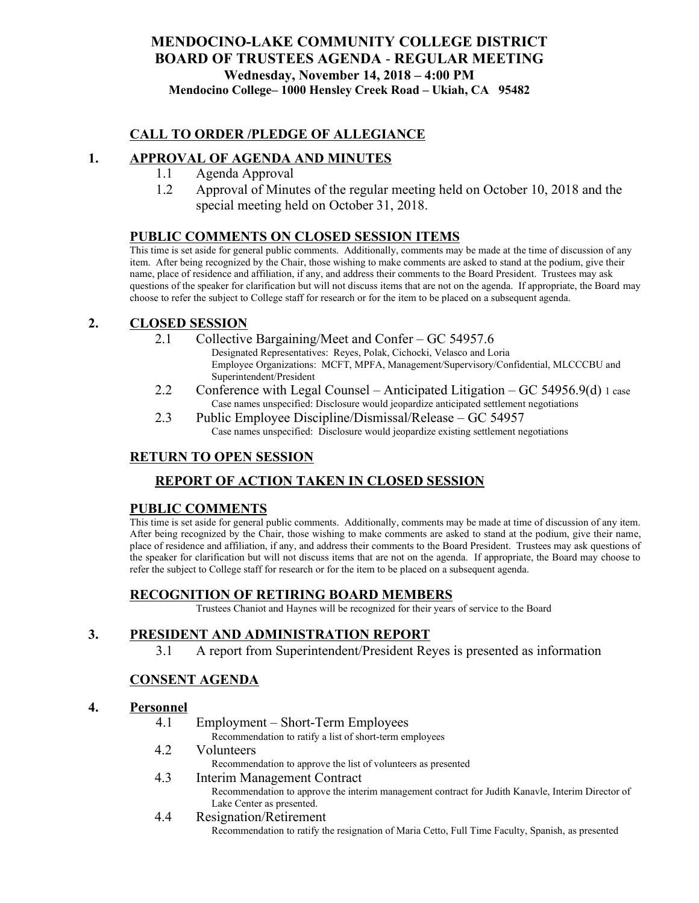# MENDOCINO-LAKE COMMUNITY COLLEGE DISTRICT
## BOARD OF TRUSTEES AGENDA - REGULAR MEETING
**Wednesday, November 14, 2018 – 4:00 PM**

**Mendocino College– 1000 Hensley Creek Road – Ukiah, CA 95482**

## CALL TO ORDER /PLEDGE OF ALLEGIANCE

## 1. APPROVAL OF AGENDA AND MINUTES

1.1 Agenda Approval

1.2 Approval of Minutes of the regular meeting held on October 10, 2018 and the special meeting held on October 31, 2018.

## PUBLIC COMMENTS ON CLOSED SESSION ITEMS

This time is set aside for general public comments. Additionally, comments may be made at the time of discussion of any item. After being recognized by the Chair, those wishing to make comments are asked to stand at the podium, give their name, place of residence and affiliation, if any, and address their comments to the Board President. Trustees may ask questions of the speaker for clarification but will not discuss items that are not on the agenda. If appropriate, the Board may choose to refer the subject to College staff for research or for the item to be placed on a subsequent agenda.

## 2. CLOSED SESSION

2.1 Collective Bargaining/Meet and Confer – GC 54957.6

Designated Representatives: Reyes, Polak, Cichocki, Velasco and Loria

Employee Organizations: MCFT, MPFA, Management/Supervisory/Confidential, MLCCCBU and Superintendent/President

2.2 Conference with Legal Counsel – Anticipated Litigation – GC 54956.9(d) 1 case

Case names unspecified: Disclosure would jeopardize anticipated settlement negotiations

2.3 Public Employee Discipline/Dismissal/Release – GC 54957

Case names unspecified: Disclosure would jeopardize existing settlement negotiations

## RETURN TO OPEN SESSION

## REPORT OF ACTION TAKEN IN CLOSED SESSION

## PUBLIC COMMENTS

This time is set aside for general public comments. Additionally, comments may be made at time of discussion of any item. After being recognized by the Chair, those wishing to make comments are asked to stand at the podium, give their name, place of residence and affiliation, if any, and address their comments to the Board President. Trustees may ask questions of the speaker for clarification but will not discuss items that are not on the agenda. If appropriate, the Board may choose to refer the subject to College staff for research or for the item to be placed on a subsequent agenda.

## RECOGNITION OF RETIRING BOARD MEMBERS

Trustees Chaniot and Haynes will be recognized for their years of service to the Board

## 3. PRESIDENT AND ADMINISTRATION REPORT

3.1 A report from Superintendent/President Reyes is presented as information

## CONSENT AGENDA

## 4. Personnel

4.1 Employment – Short-Term Employees

Recommendation to ratify a list of short-term employees

4.2 Volunteers

Recommendation to approve the list of volunteers as presented

4.3 Interim Management Contract

Recommendation to approve the interim management contract for Judith Kanavle, Interim Director of Lake Center as presented.

4.4 Resignation/Retirement

Recommendation to ratify the resignation of Maria Cetto, Full Time Faculty, Spanish, as presented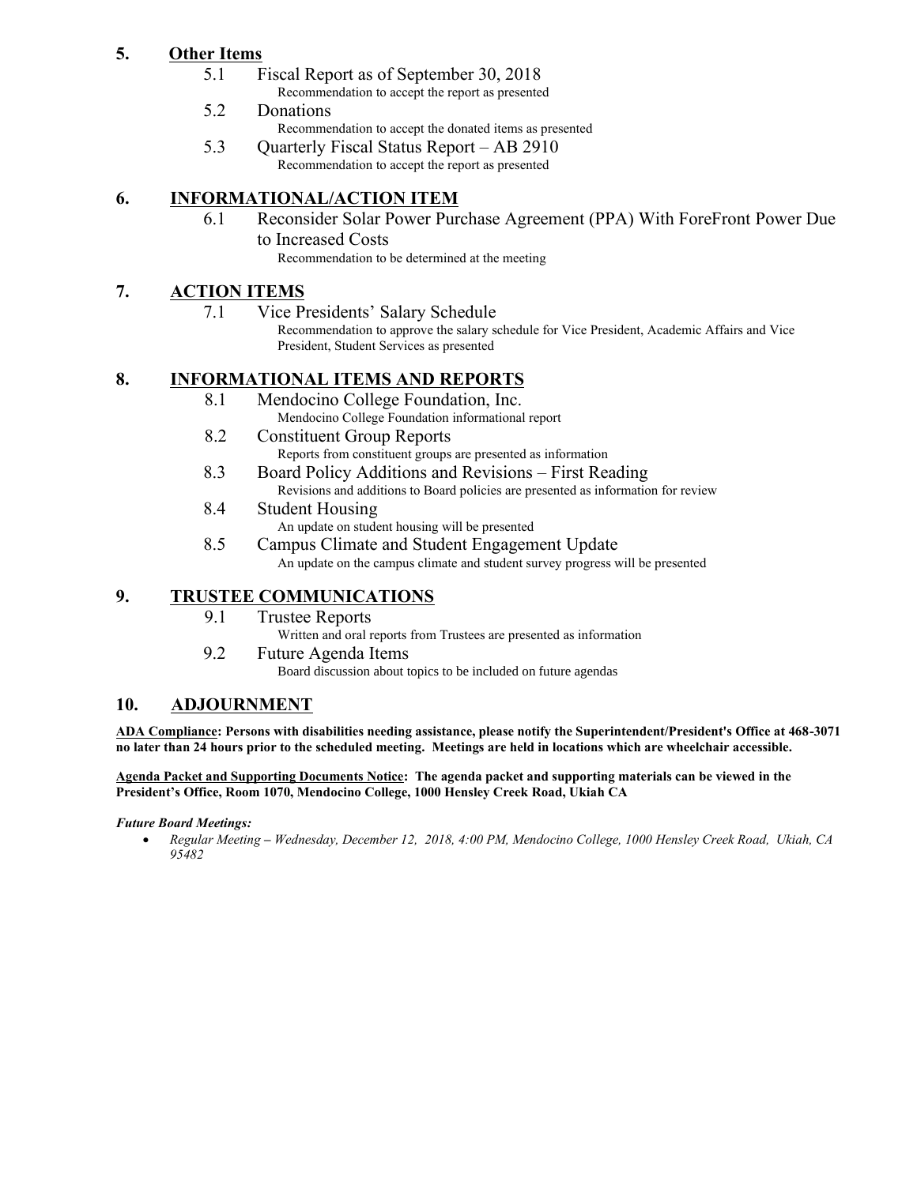## 5. Other Items

5.1 Fiscal Report as of September 30, 2018
Recommendation to accept the report as presented

5.2 Donations
Recommendation to accept the donated items as presented

5.3 Quarterly Fiscal Status Report – AB 2910
Recommendation to accept the report as presented

## 6. INFORMATIONAL/ACTION ITEM

6.1 Reconsider Solar Power Purchase Agreement (PPA) With ForeFront Power Due to Increased Costs
Recommendation to be determined at the meeting

## 7. ACTION ITEMS

7.1 Vice Presidents' Salary Schedule
Recommendation to approve the salary schedule for Vice President, Academic Affairs and Vice President, Student Services as presented

## 8. INFORMATIONAL ITEMS AND REPORTS

8.1 Mendocino College Foundation, Inc.
Mendocino College Foundation informational report

8.2 Constituent Group Reports
Reports from constituent groups are presented as information

8.3 Board Policy Additions and Revisions – First Reading
Revisions and additions to Board policies are presented as information for review

8.4 Student Housing
An update on student housing will be presented

8.5 Campus Climate and Student Engagement Update
An update on the campus climate and student survey progress will be presented

## 9. TRUSTEE COMMUNICATIONS

9.1 Trustee Reports
Written and oral reports from Trustees are presented as information

9.2 Future Agenda Items
Board discussion about topics to be included on future agendas

## 10. ADJOURNMENT

**ADA Compliance: Persons with disabilities needing assistance, please notify the Superintendent/President's Office at 468-3071 no later than 24 hours prior to the scheduled meeting. Meetings are held in locations which are wheelchair accessible.**

**Agenda Packet and Supporting Documents Notice: The agenda packet and supporting materials can be viewed in the President's Office, Room 1070, Mendocino College, 1000 Hensley Creek Road, Ukiah CA**

***Future Board Meetings:***

- *Regular Meeting – Wednesday, December 12, 2018, 4:00 PM, Mendocino College, 1000 Hensley Creek Road, Ukiah, CA 95482*